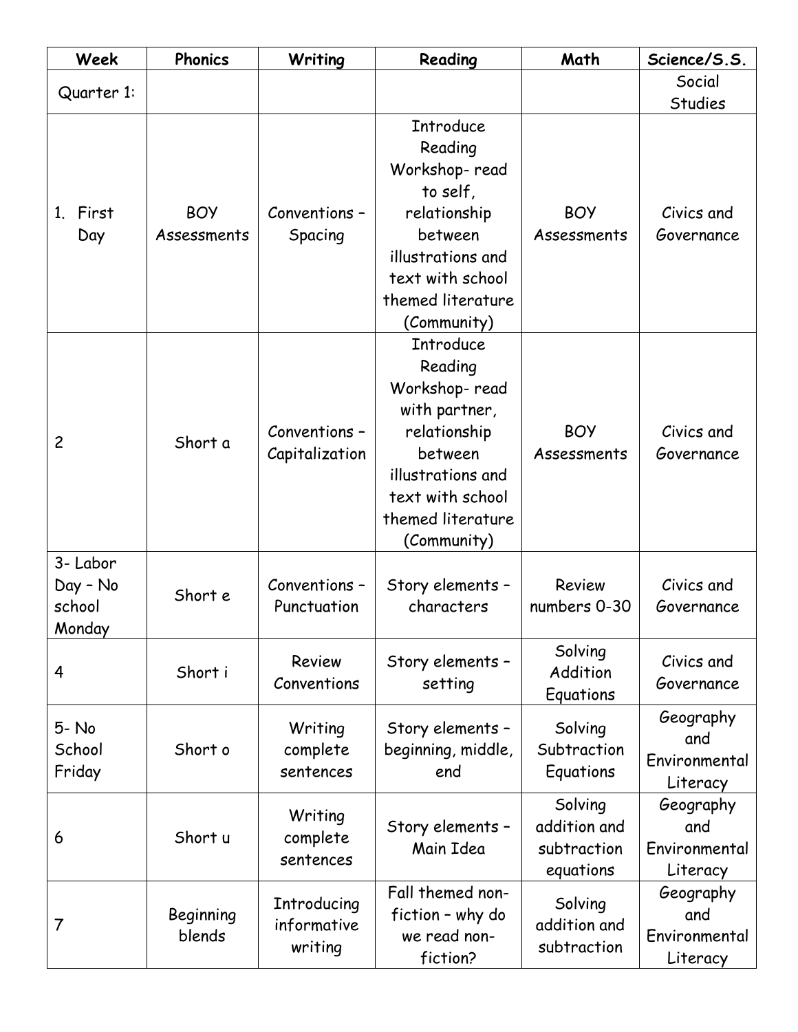| Week | Phonics | Writing | Reading | Math | Science/S.S. |
|---|---|---|---|---|---|
| Quarter 1: | | | | | Social Studies |
| 1. First Day | BOY Assessments | Conventions – Spacing | Introduce Reading Workshop- read to self, relationship between illustrations and text with school themed literature (Community) | BOY Assessments | Civics and Governance |
| 2 | Short a | Conventions – Capitalization | Introduce Reading Workshop- read with partner, relationship between illustrations and text with school themed literature (Community) | BOY Assessments | Civics and Governance |
| 3- Labor Day – No school Monday | Short e | Conventions – Punctuation | Story elements – characters | Review numbers 0-30 | Civics and Governance |
| 4 | Short i | Review Conventions | Story elements – setting | Solving Addition Equations | Civics and Governance |
| 5- No School Friday | Short o | Writing complete sentences | Story elements – beginning, middle, end | Solving Subtraction Equations | Geography and Environmental Literacy |
| 6 | Short u | Writing complete sentences | Story elements – Main Idea | Solving addition and subtraction equations | Geography and Environmental Literacy |
| 7 | Beginning blends | Introducing informative writing | Fall themed non-fiction – why do we read non-fiction? | Solving addition and subtraction | Geography and Environmental Literacy |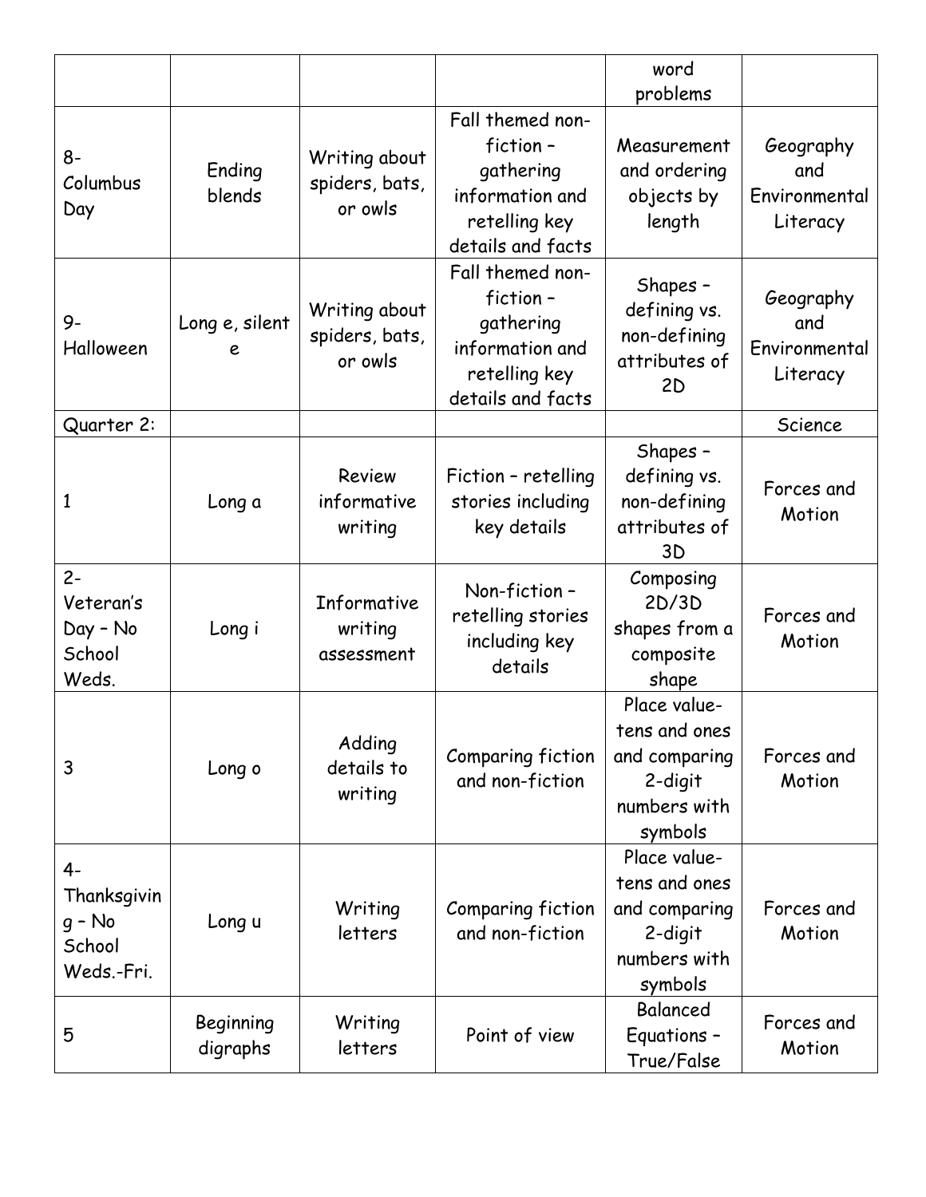| | | | | word problems | |
|---|---|---|---|---|---|
| 8- Columbus Day | Ending blends | Writing about spiders, bats, or owls | Fall themed non-fiction – gathering information and retelling key details and facts | Measurement and ordering objects by length | Geography and Environmental Literacy |
| 9- Halloween | Long e, silent e | Writing about spiders, bats, or owls | Fall themed non-fiction – gathering information and retelling key details and facts | Shapes – defining vs. non-defining attributes of 2D | Geography and Environmental Literacy |
| Quarter 2: | | | | | Science |
| 1 | Long a | Review informative writing | Fiction – retelling stories including key details | Shapes – defining vs. non-defining attributes of 3D | Forces and Motion |
| 2- Veteran's Day – No School Weds. | Long i | Informative writing assessment | Non-fiction – retelling stories including key details | Composing 2D/3D shapes from a composite shape | Forces and Motion |
| 3 | Long o | Adding details to writing | Comparing fiction and non-fiction | Place value- tens and ones and comparing 2-digit numbers with symbols | Forces and Motion |
| 4- Thanksgiving – No School Weds.-Fri. | Long u | Writing letters | Comparing fiction and non-fiction | Place value- tens and ones and comparing 2-digit numbers with symbols | Forces and Motion |
| 5 | Beginning digraphs | Writing letters | Point of view | Balanced Equations – True/False | Forces and Motion |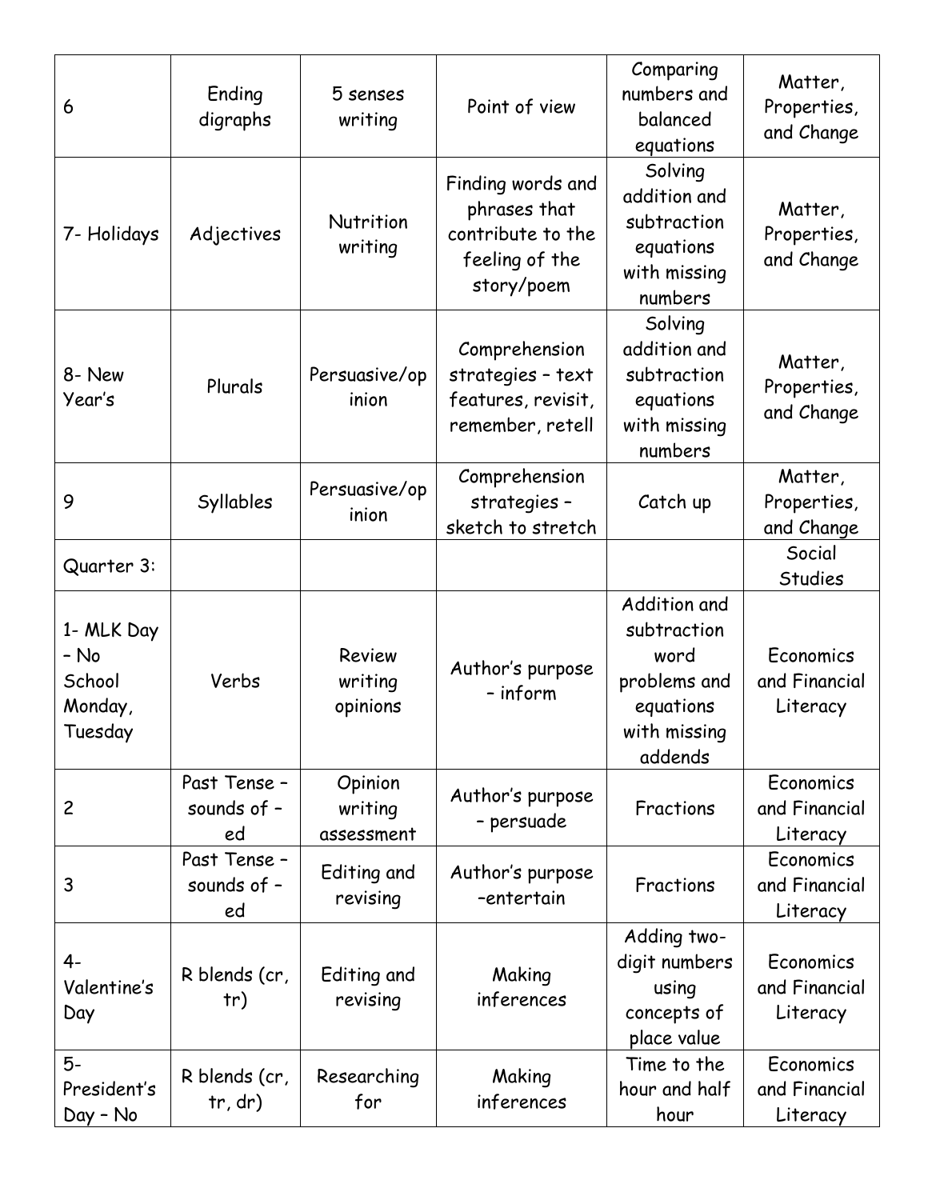| | | | | | |
|---|---|---|---|---|---|
| 6 | Ending digraphs | 5 senses writing | Point of view | Comparing numbers and balanced equations | Matter, Properties, and Change |
| 7- Holidays | Adjectives | Nutrition writing | Finding words and phrases that contribute to the feeling of the story/poem | Solving addition and subtraction equations with missing numbers | Matter, Properties, and Change |
| 8- New Year's | Plurals | Persuasive/opinion | Comprehension strategies – text features, revisit, remember, retell | Solving addition and subtraction equations with missing numbers | Matter, Properties, and Change |
| 9 | Syllables | Persuasive/opinion | Comprehension strategies – sketch to stretch | Catch up | Matter, Properties, and Change |
| Quarter 3: | | | | | Social Studies |
| 1- MLK Day – No School Monday, Tuesday | Verbs | Review writing opinions | Author's purpose – inform | Addition and subtraction word problems and equations with missing addends | Economics and Financial Literacy |
| 2 | Past Tense – sounds of –ed | Opinion writing assessment | Author's purpose – persuade | Fractions | Economics and Financial Literacy |
| 3 | Past Tense – sounds of –ed | Editing and revising | Author's purpose –entertain | Fractions | Economics and Financial Literacy |
| 4- Valentine's Day | R blends (cr, tr) | Editing and revising | Making inferences | Adding two-digit numbers using concepts of place value | Economics and Financial Literacy |
| 5- President's Day – No | R blends (cr, tr, dr) | Researching for | Making inferences | Time to the hour and half hour | Economics and Financial Literacy |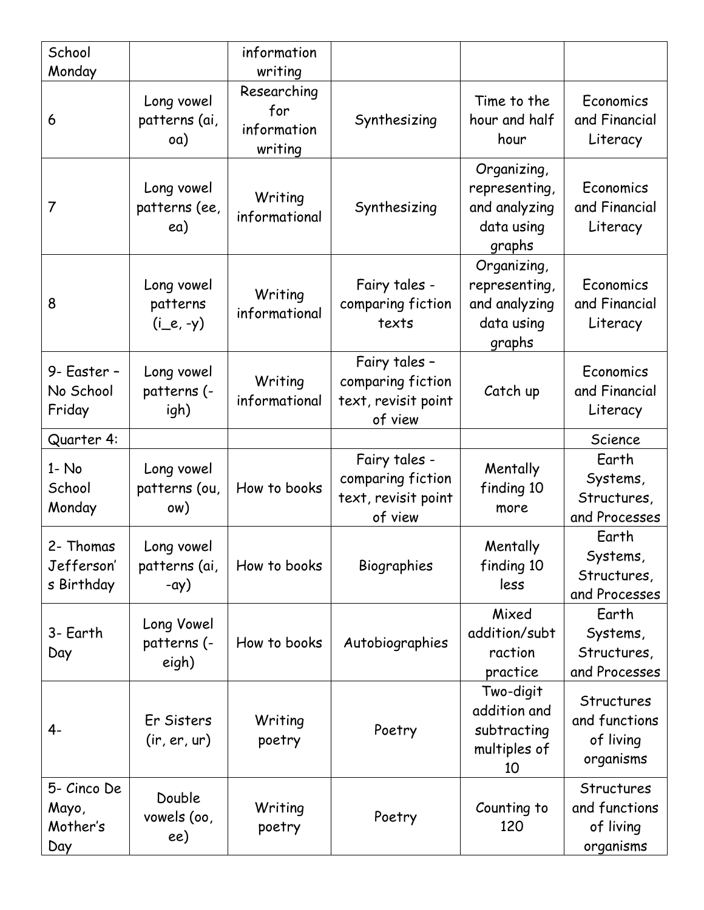| School Monday | | information writing | | | |
|---|---|---|---|---|---|
| 6 | Long vowel patterns (ai, oa) | Researching for information writing | Synthesizing | Time to the hour and half hour | Economics and Financial Literacy |
| 7 | Long vowel patterns (ee, ea) | Writing informational | Synthesizing | Organizing, representing, and analyzing data using graphs | Economics and Financial Literacy |
| 8 | Long vowel patterns (i_e, -y) | Writing informational | Fairy tales - comparing fiction texts | Organizing, representing, and analyzing data using graphs | Economics and Financial Literacy |
| 9- Easter – No School Friday | Long vowel patterns (-igh) | Writing informational | Fairy tales – comparing fiction text, revisit point of view | Catch up | Economics and Financial Literacy |
| Quarter 4: | | | | | Science |
| 1- No School Monday | Long vowel patterns (ou, ow) | How to books | Fairy tales - comparing fiction text, revisit point of view | Mentally finding 10 more | Earth Systems, Structures, and Processes |
| 2- Thomas Jefferson's Birthday | Long vowel patterns (ai, -ay) | How to books | Biographies | Mentally finding 10 less | Earth Systems, Structures, and Processes |
| 3- Earth Day | Long Vowel patterns (-eigh) | How to books | Autobiographies | Mixed addition/subtraction practice | Earth Systems, Structures, and Processes |
| 4- | Er Sisters (ir, er, ur) | Writing poetry | Poetry | Two-digit addition and subtracting multiples of 10 | Structures and functions of living organisms |
| 5- Cinco De Mayo, Mother's Day | Double vowels (oo, ee) | Writing poetry | Poetry | Counting to 120 | Structures and functions of living organisms |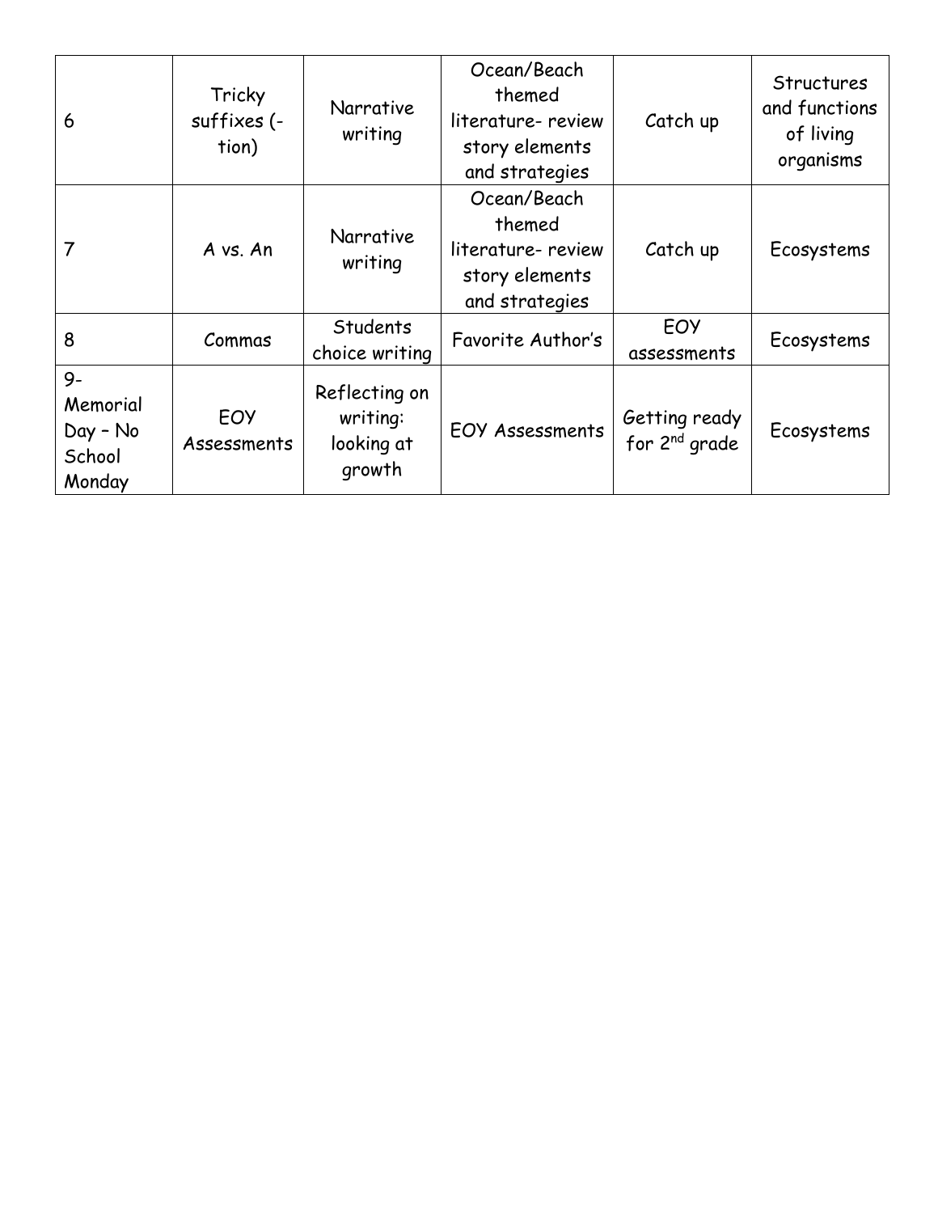| | | | | | |
|---|---|---|---|---|---|
| 6 | Tricky suffixes (-tion) | Narrative writing | Ocean/Beach themed literature- review story elements and strategies | Catch up | Structures and functions of living organisms |
| 7 | A vs. An | Narrative writing | Ocean/Beach themed literature- review story elements and strategies | Catch up | Ecosystems |
| 8 | Commas | Students choice writing | Favorite Author's | EOY assessments | Ecosystems |
| 9- Memorial Day – No School Monday | EOY Assessments | Reflecting on writing: looking at growth | EOY Assessments | Getting ready for 2nd grade | Ecosystems |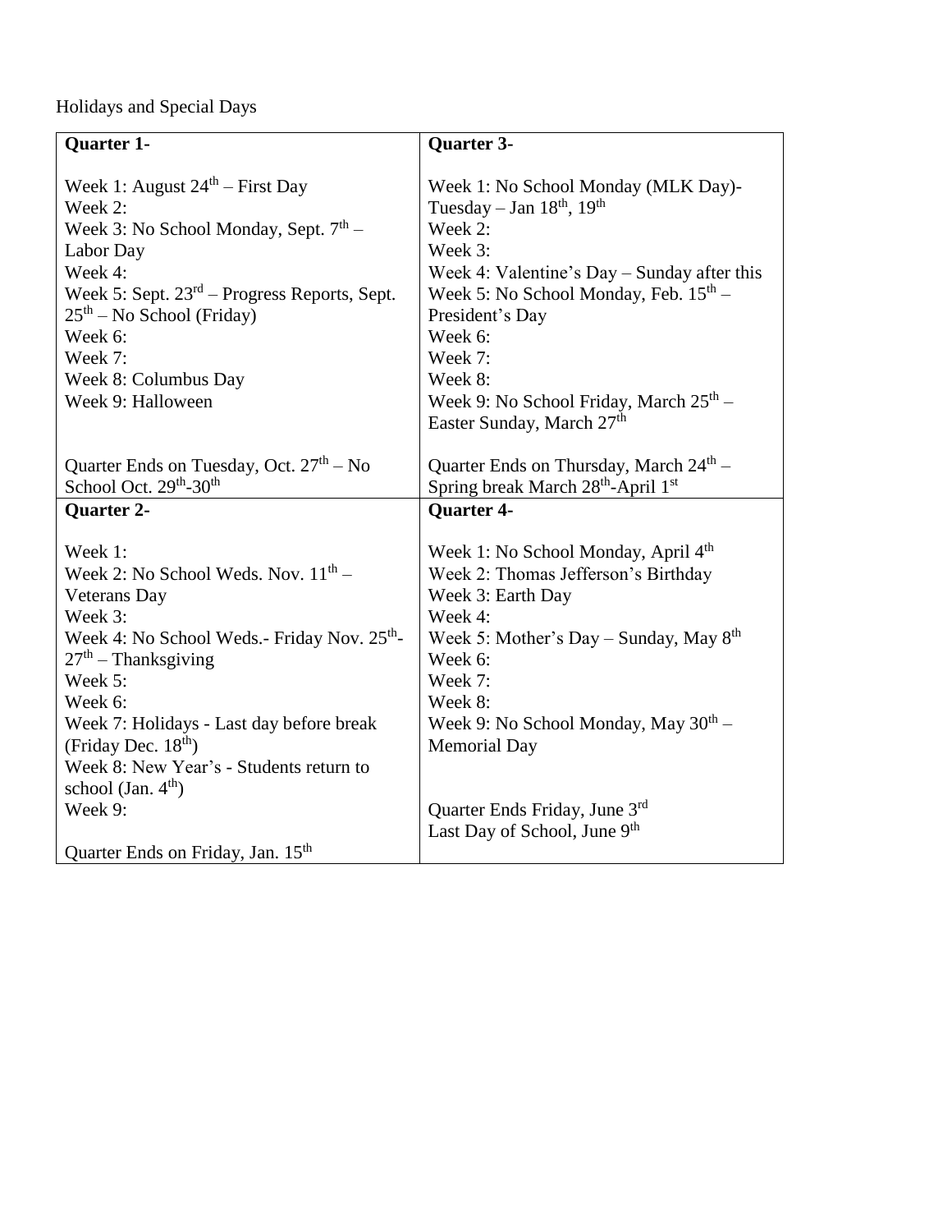Holidays and Special Days

| Quarter 1- | Quarter 3- |
| --- | --- |
| Week 1: August 24th – First Day<br>Week 2:<br>Week 3: No School Monday, Sept. 7th – Labor Day<br>Week 4:<br>Week 5: Sept. 23rd – Progress Reports, Sept. 25th – No School (Friday)<br>Week 6:<br>Week 7:<br>Week 8: Columbus Day<br>Week 9: Halloween<br><br>Quarter Ends on Tuesday, Oct. 27th – No School Oct. 29th-30th | Week 1: No School Monday (MLK Day)- Tuesday – Jan 18th, 19th<br>Week 2:<br>Week 3:<br>Week 4: Valentine's Day – Sunday after this<br>Week 5: No School Monday, Feb. 15th – President's Day<br>Week 6:<br>Week 7:<br>Week 8:<br>Week 9: No School Friday, March 25th – Easter Sunday, March 27th<br><br>Quarter Ends on Thursday, March 24th – Spring break March 28th-April 1st |
| **Quarter 2-** | **Quarter 4-** |
| Week 1:<br>Week 2: No School Weds. Nov. 11th – Veterans Day<br>Week 3:<br>Week 4: No School Weds.- Friday Nov. 25th-27th – Thanksgiving<br>Week 5:<br>Week 6:<br>Week 7: Holidays - Last day before break (Friday Dec. 18th)<br>Week 8: New Year's - Students return to school (Jan. 4th)<br>Week 9:<br><br>Quarter Ends on Friday, Jan. 15th | Week 1: No School Monday, April 4th<br>Week 2: Thomas Jefferson's Birthday<br>Week 3: Earth Day<br>Week 4:<br>Week 5: Mother's Day – Sunday, May 8th<br>Week 6:<br>Week 7:<br>Week 8:<br>Week 9: No School Monday, May 30th – Memorial Day<br><br>Quarter Ends Friday, June 3rd<br>Last Day of School, June 9th |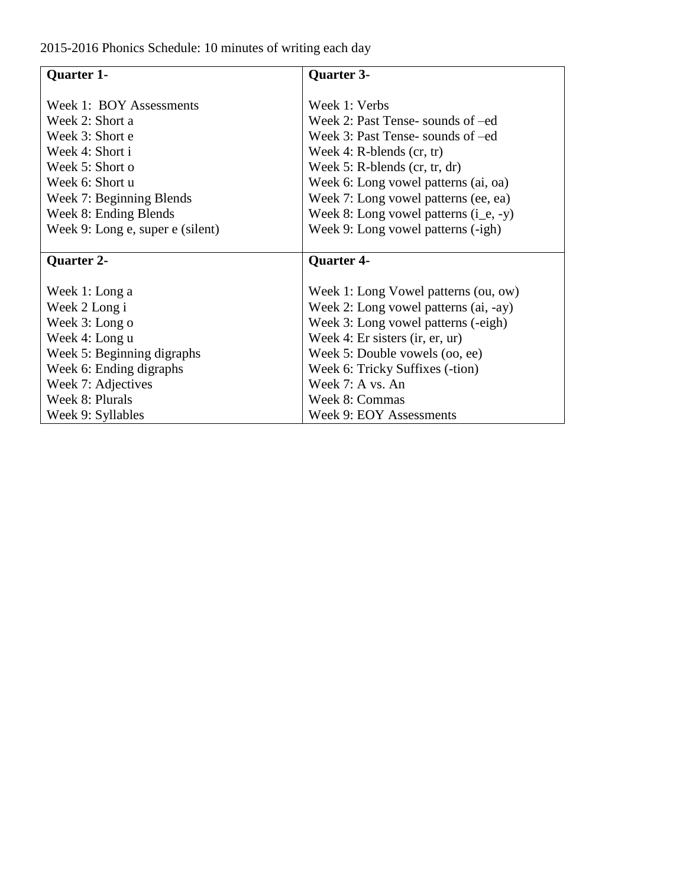2015-2016 Phonics Schedule: 10 minutes of writing each day

| **Quarter 1-** | **Quarter 3-** |
|---|---|
| Week 1: BOY Assessments | Week 1: Verbs |
| Week 2: Short a | Week 2: Past Tense- sounds of –ed |
| Week 3: Short e | Week 3: Past Tense- sounds of –ed |
| Week 4: Short i | Week 4: R-blends (cr, tr) |
| Week 5: Short o | Week 5: R-blends (cr, tr, dr) |
| Week 6: Short u | Week 6: Long vowel patterns (ai, oa) |
| Week 7: Beginning Blends | Week 7: Long vowel patterns (ee, ea) |
| Week 8: Ending Blends | Week 8: Long vowel patterns (i_e, -y) |
| Week 9: Long e, super e (silent) | Week 9: Long vowel patterns (-igh) |
| **Quarter 2-** | **Quarter 4-** |
| Week 1: Long a | Week 1: Long Vowel patterns (ou, ow) |
| Week 2 Long i | Week 2: Long vowel patterns (ai, -ay) |
| Week 3: Long o | Week 3: Long vowel patterns (-eigh) |
| Week 4: Long u | Week 4: Er sisters (ir, er, ur) |
| Week 5: Beginning digraphs | Week 5: Double vowels (oo, ee) |
| Week 6: Ending digraphs | Week 6: Tricky Suffixes (-tion) |
| Week 7: Adjectives | Week 7: A vs. An |
| Week 8: Plurals | Week 8: Commas |
| Week 9: Syllables | Week 9: EOY Assessments |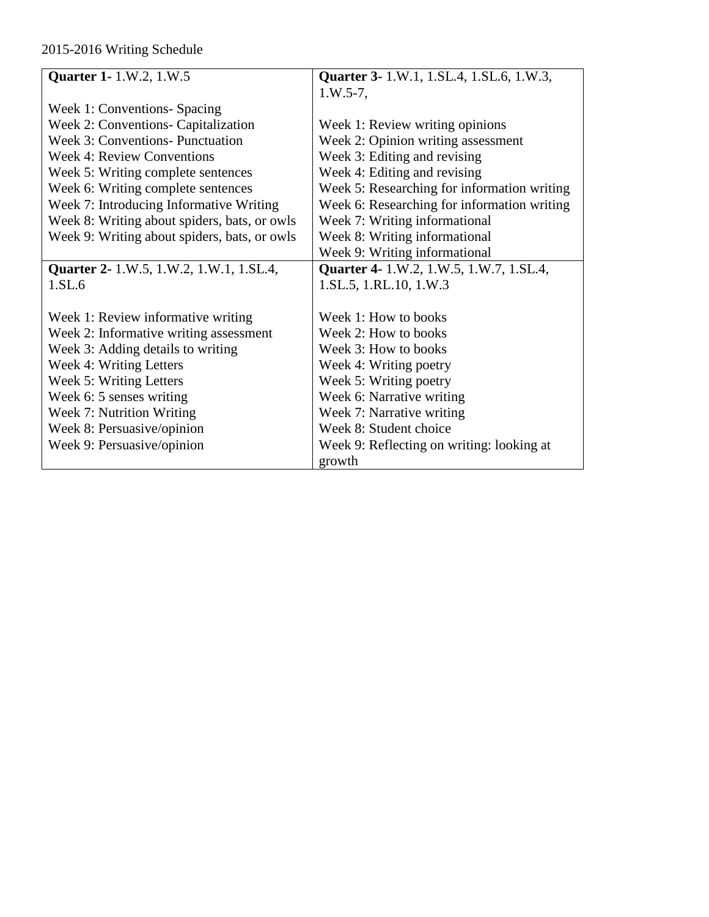2015-2016 Writing Schedule

| **Quarter 1-** 1.W.2, 1.W.5 | **Quarter 3-** 1.W.1, 1.SL.4, 1.SL.6, 1.W.3, 1.W.5-7, |
|---|---|
| Week 1: Conventions- Spacing<br>Week 2: Conventions- Capitalization<br>Week 3: Conventions- Punctuation<br>Week 4: Review Conventions<br>Week 5: Writing complete sentences<br>Week 6: Writing complete sentences<br>Week 7: Introducing Informative Writing<br>Week 8: Writing about spiders, bats, or owls<br>Week 9: Writing about spiders, bats, or owls | Week 1: Review writing opinions<br>Week 2: Opinion writing assessment<br>Week 3: Editing and revising<br>Week 4: Editing and revising<br>Week 5: Researching for information writing<br>Week 6: Researching for information writing<br>Week 7: Writing informational<br>Week 8: Writing informational<br>Week 9: Writing informational |
| **Quarter 2-** 1.W.5, 1.W.2, 1.W.1, 1.SL.4, 1.SL.6 | **Quarter 4-** 1.W.2, 1.W.5, 1.W.7, 1.SL.4, 1.SL.5, 1.RL.10, 1.W.3 |
| Week 1: Review informative writing<br>Week 2: Informative writing assessment<br>Week 3: Adding details to writing<br>Week 4: Writing Letters<br>Week 5: Writing Letters<br>Week 6: 5 senses writing<br>Week 7: Nutrition Writing<br>Week 8: Persuasive/opinion<br>Week 9: Persuasive/opinion | Week 1: How to books<br>Week 2: How to books<br>Week 3: How to books<br>Week 4: Writing poetry<br>Week 5: Writing poetry<br>Week 6: Narrative writing<br>Week 7: Narrative writing<br>Week 8: Student choice<br>Week 9: Reflecting on writing: looking at growth |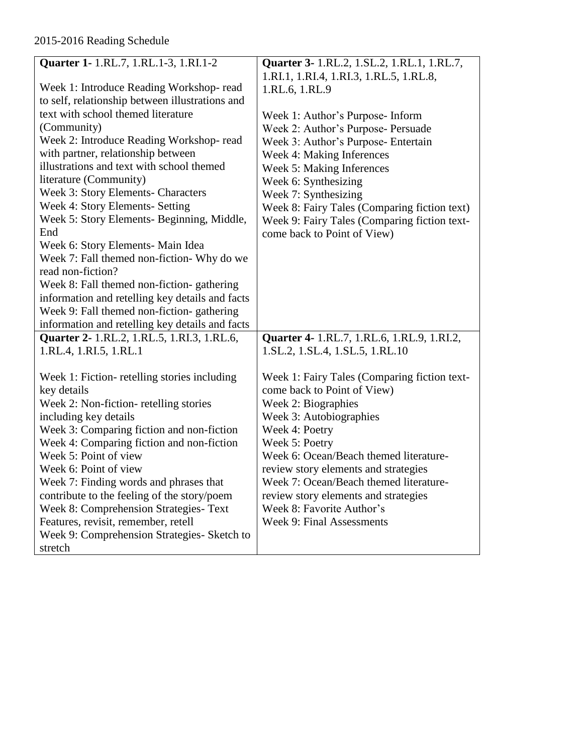2015-2016 Reading Schedule

| **Quarter 1-** 1.RL.7, 1.RL.1-3, 1.RI.1-2<br><br>Week 1: Introduce Reading Workshop- read to self, relationship between illustrations and text with school themed literature (Community)<br>Week 2: Introduce Reading Workshop- read with partner, relationship between illustrations and text with school themed literature (Community)<br>Week 3: Story Elements- Characters<br>Week 4: Story Elements- Setting<br>Week 5: Story Elements- Beginning, Middle, End<br>Week 6: Story Elements- Main Idea<br>Week 7: Fall themed non-fiction- Why do we read non-fiction?<br>Week 8: Fall themed non-fiction- gathering information and retelling key details and facts<br>Week 9: Fall themed non-fiction- gathering information and retelling key details and facts | **Quarter 3-** 1.RL.2, 1.SL.2, 1.RL.1, 1.RL.7, 1.RI.1, 1.RI.4, 1.RI.3, 1.RL.5, 1.RL.8, 1.RL.6, 1.RL.9<br><br>Week 1: Author's Purpose- Inform<br>Week 2: Author's Purpose- Persuade<br>Week 3: Author's Purpose- Entertain<br>Week 4: Making Inferences<br>Week 5: Making Inferences<br>Week 6: Synthesizing<br>Week 7: Synthesizing<br>Week 8: Fairy Tales (Comparing fiction text)<br>Week 9: Fairy Tales (Comparing fiction text- come back to Point of View) |
|---|---|
| **Quarter 2-** 1.RL.2, 1.RL.5, 1.RI.3, 1.RL.6, 1.RL.4, 1.RI.5, 1.RL.1<br><br>Week 1: Fiction- retelling stories including key details<br>Week 2: Non-fiction- retelling stories including key details<br>Week 3: Comparing fiction and non-fiction<br>Week 4: Comparing fiction and non-fiction<br>Week 5: Point of view<br>Week 6: Point of view<br>Week 7: Finding words and phrases that contribute to the feeling of the story/poem<br>Week 8: Comprehension Strategies- Text Features, revisit, remember, retell<br>Week 9: Comprehension Strategies- Sketch to stretch | **Quarter 4-** 1.RL.7, 1.RL.6, 1.RL.9, 1.RI.2, 1.SL.2, 1.SL.4, 1.SL.5, 1.RL.10<br><br>Week 1: Fairy Tales (Comparing fiction text- come back to Point of View)<br>Week 2: Biographies<br>Week 3: Autobiographies<br>Week 4: Poetry<br>Week 5: Poetry<br>Week 6: Ocean/Beach themed literature- review story elements and strategies<br>Week 7: Ocean/Beach themed literature- review story elements and strategies<br>Week 8: Favorite Author's<br>Week 9: Final Assessments |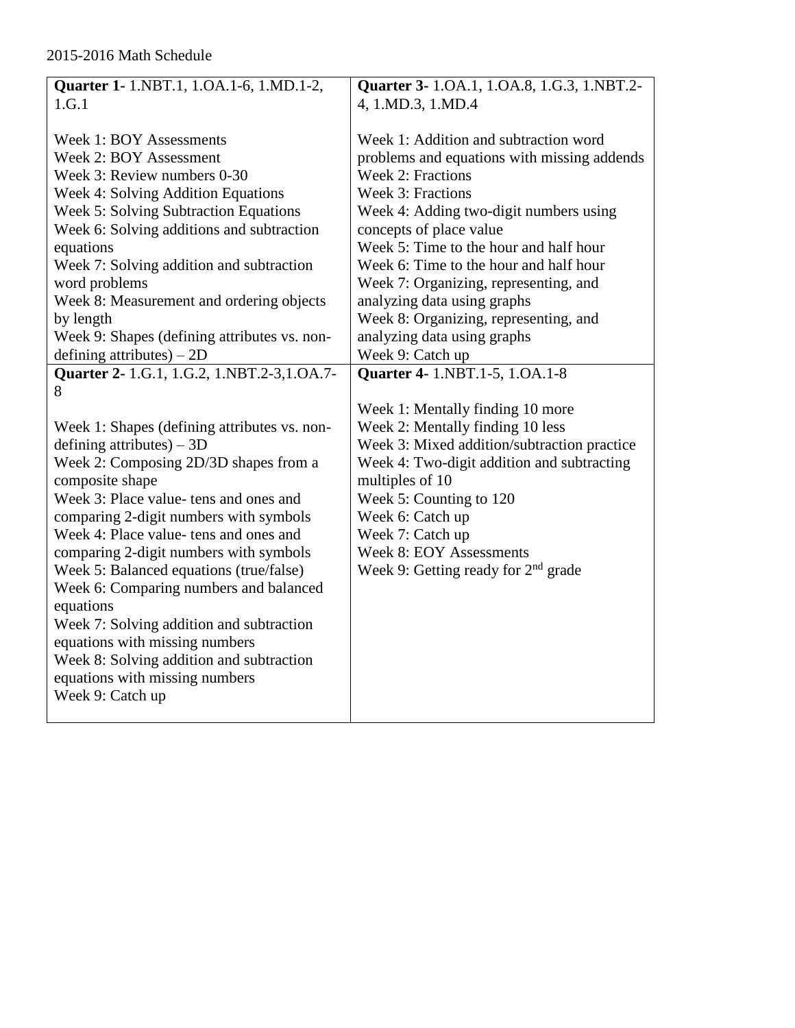2015-2016 Math Schedule

| | |
|---|---|
| **Quarter 1-** 1.NBT.1, 1.OA.1-6, 1.MD.1-2, 1.G.1<br><br>Week 1: BOY Assessments<br>Week 2: BOY Assessment<br>Week 3: Review numbers 0-30<br>Week 4: Solving Addition Equations<br>Week 5: Solving Subtraction Equations<br>Week 6: Solving additions and subtraction equations<br>Week 7: Solving addition and subtraction word problems<br>Week 8: Measurement and ordering objects by length<br>Week 9: Shapes (defining attributes vs. non-defining attributes) – 2D | **Quarter 3-** 1.OA.1, 1.OA.8, 1.G.3, 1.NBT.2-4, 1.MD.3, 1.MD.4<br><br>Week 1: Addition and subtraction word problems and equations with missing addends<br>Week 2: Fractions<br>Week 3: Fractions<br>Week 4: Adding two-digit numbers using concepts of place value<br>Week 5: Time to the hour and half hour<br>Week 6: Time to the hour and half hour<br>Week 7: Organizing, representing, and analyzing data using graphs<br>Week 8: Organizing, representing, and analyzing data using graphs<br>Week 9: Catch up |
| **Quarter 2-** 1.G.1, 1.G.2, 1.NBT.2-3,1.OA.7-8<br><br>Week 1: Shapes (defining attributes vs. non-defining attributes) – 3D<br>Week 2: Composing 2D/3D shapes from a composite shape<br>Week 3: Place value- tens and ones and comparing 2-digit numbers with symbols<br>Week 4: Place value- tens and ones and comparing 2-digit numbers with symbols<br>Week 5: Balanced equations (true/false)<br>Week 6: Comparing numbers and balanced equations<br>Week 7: Solving addition and subtraction equations with missing numbers<br>Week 8: Solving addition and subtraction equations with missing numbers<br>Week 9: Catch up | **Quarter 4-** 1.NBT.1-5, 1.OA.1-8<br><br>Week 1: Mentally finding 10 more<br>Week 2: Mentally finding 10 less<br>Week 3: Mixed addition/subtraction practice<br>Week 4: Two-digit addition and subtracting multiples of 10<br>Week 5: Counting to 120<br>Week 6: Catch up<br>Week 7: Catch up<br>Week 8: EOY Assessments<br>Week 9: Getting ready for 2nd grade |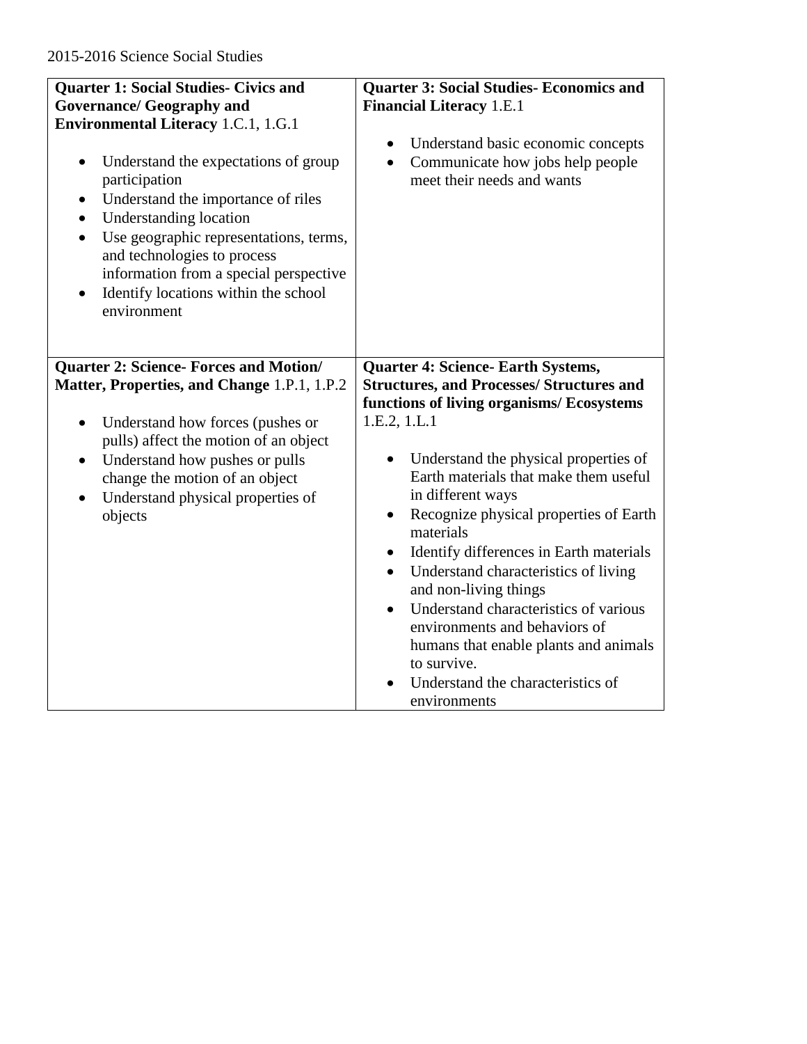2015-2016 Science Social Studies

| | |
|---|---|
| **Quarter 1: Social Studies- Civics and Governance/ Geography and Environmental Literacy** 1.C.1, 1.G.1<br><br>• Understand the expectations of group participation<br>• Understand the importance of riles<br>• Understanding location<br>• Use geographic representations, terms, and technologies to process information from a special perspective<br>• Identify locations within the school environment | **Quarter 3: Social Studies- Economics and Financial Literacy** 1.E.1<br><br>• Understand basic economic concepts<br>• Communicate how jobs help people meet their needs and wants |
| **Quarter 2: Science- Forces and Motion/ Matter, Properties, and Change** 1.P.1, 1.P.2<br><br>• Understand how forces (pushes or pulls) affect the motion of an object<br>• Understand how pushes or pulls change the motion of an object<br>• Understand physical properties of objects | **Quarter 4: Science- Earth Systems, Structures, and Processes/ Structures and functions of living organisms/ Ecosystems** 1.E.2, 1.L.1<br><br>• Understand the physical properties of Earth materials that make them useful in different ways<br>• Recognize physical properties of Earth materials<br>• Identify differences in Earth materials<br>• Understand characteristics of living and non-living things<br>• Understand characteristics of various environments and behaviors of humans that enable plants and animals to survive.<br>• Understand the characteristics of environments |